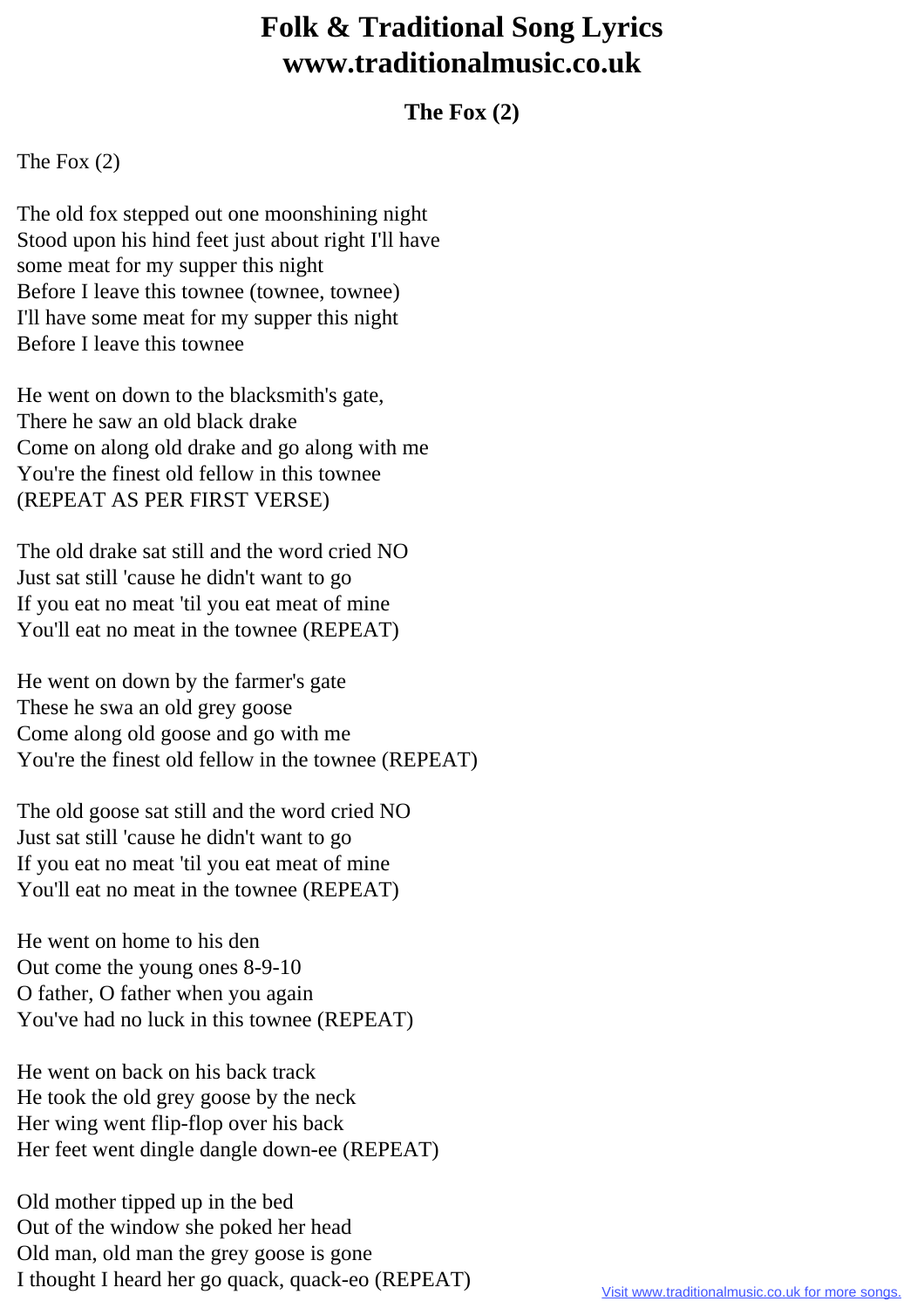# Folk & Traditional Song Lyrics
# www.traditionalmusic.co.uk

### The Fox (2)

The Fox (2)

The old fox stepped out one moonshining night
Stood upon his hind feet just about right I'll have
some meat for my supper this night
Before I leave this townee (townee, townee)
I'll have some meat for my supper this night
Before I leave this townee

He went on down to the blacksmith's gate,
There he saw an old black drake
Come on along old drake and go along with me
You're the finest old fellow in this townee
(REPEAT AS PER FIRST VERSE)

The old drake sat still and the word cried NO
Just sat still 'cause he didn't want to go
If you eat no meat 'til you eat meat of mine
You'll eat no meat in the townee (REPEAT)

He went on down by the farmer's gate
These he swa an old grey goose
Come along old goose and go with me
You're the finest old fellow in the townee (REPEAT)

The old goose sat still and the word cried NO
Just sat still 'cause he didn't want to go
If you eat no meat 'til you eat meat of mine
You'll eat no meat in the townee (REPEAT)

He went on home to his den
Out come the young ones 8-9-10
O father, O father when you again
You've had no luck in this townee (REPEAT)

He went on back on his back track
He took the old grey goose by the neck
Her wing went flip-flop over his back
Her feet went dingle dangle down-ee (REPEAT)

Old mother tipped up in the bed
Out of the window she poked her head
Old man, old man the grey goose is gone
I thought I heard her go quack, quack-eo (REPEAT)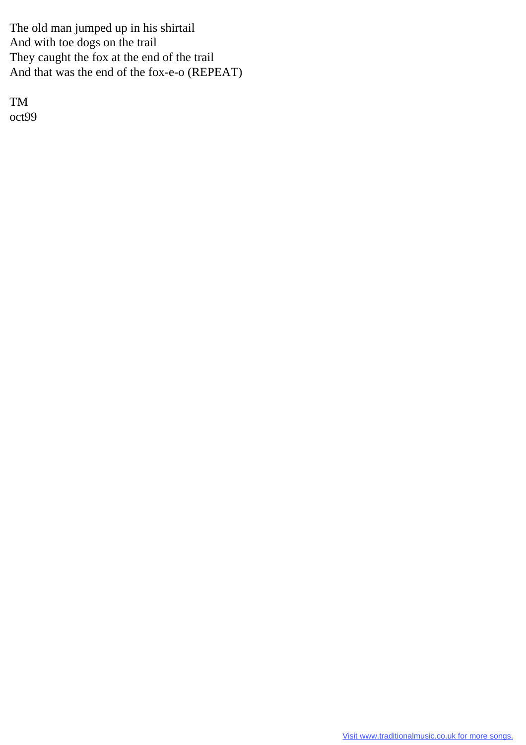The old man jumped up in his shirtail
And with toe dogs on the trail
They caught the fox at the end of the trail
And that was the end of the fox-e-o (REPEAT)

TM
oct99